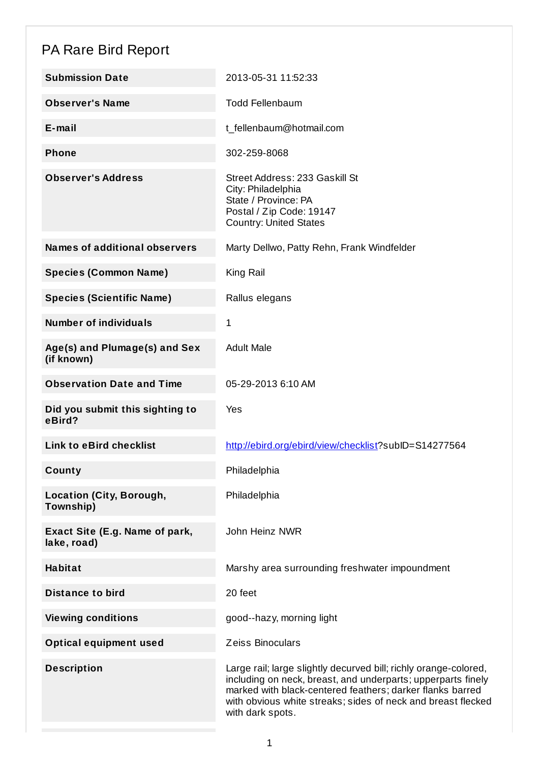# PA Rare Bird Report

| | |
|---|---|
| **Submission Date** | 2013-05-31 11:52:33 |
| **Observer's Name** | Todd Fellenbaum |
| **E-mail** | t_fellenbaum@hotmail.com |
| **Phone** | 302-259-8068 |
| **Observer's Address** | Street Address: 233 Gaskill St<br>City: Philadelphia<br>State / Province: PA<br>Postal / Zip Code: 19147<br>Country: United States |
| **Names of additional observers** | Marty Dellwo, Patty Rehn, Frank Windfelder |
| **Species (Common Name)** | King Rail |
| **Species (Scientific Name)** | Rallus elegans |
| **Number of individuals** | 1 |
| **Age(s) and Plumage(s) and Sex (if known)** | Adult Male |
| **Observation Date and Time** | 05-29-2013 6:10 AM |
| **Did you submit this sighting to eBird?** | Yes |
| **Link to eBird checklist** | http://ebird.org/ebird/view/checklist?subID=S14277564 |
| **County** | Philadelphia |
| **Location (City, Borough, Township)** | Philadelphia |
| **Exact Site (E.g. Name of park, lake, road)** | John Heinz NWR |
| **Habitat** | Marshy area surrounding freshwater impoundment |
| **Distance to bird** | 20 feet |
| **Viewing conditions** | good--hazy, morning light |
| **Optical equipment used** | Zeiss Binoculars |
| **Description** | Large rail; large slightly decurved bill; richly orange-colored, including on neck, breast, and underparts; upperparts finely marked with black-centered feathers; darker flanks barred with obvious white streaks; sides of neck and breast flecked with dark spots. |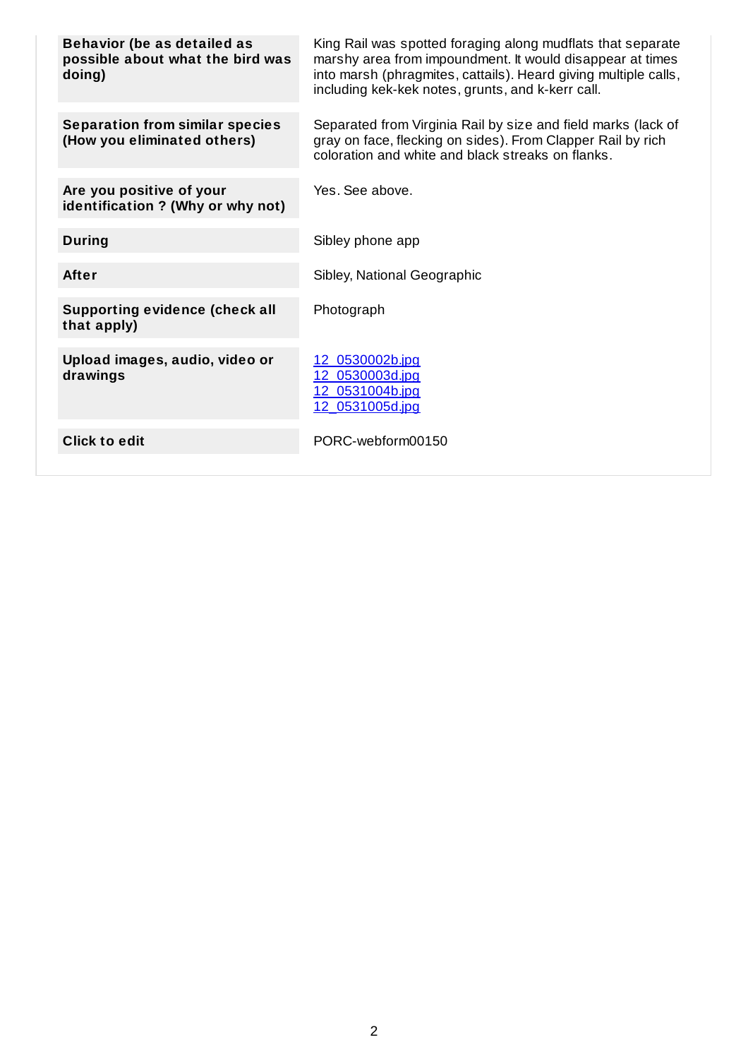| | |
|---|---|
| **Behavior (be as detailed as possible about what the bird was doing)** | King Rail was spotted foraging along mudflats that separate marshy area from impoundment. It would disappear at times into marsh (phragmites, cattails). Heard giving multiple calls, including kek-kek notes, grunts, and k-kerr call. |
| **Separation from similar species (How you eliminated others)** | Separated from Virginia Rail by size and field marks (lack of gray on face, flecking on sides). From Clapper Rail by rich coloration and white and black streaks on flanks. |
| **Are you positive of your identification ? (Why or why not)** | Yes. See above. |
| **During** | Sibley phone app |
| **After** | Sibley, National Geographic |
| **Supporting evidence (check all that apply)** | Photograph |
| **Upload images, audio, video or drawings** | 12_0530002b.jpg<br>12_0530003d.jpg<br>12_0531004b.jpg<br>12_0531005d.jpg |
| **Click to edit** | PORC-webform00150 |